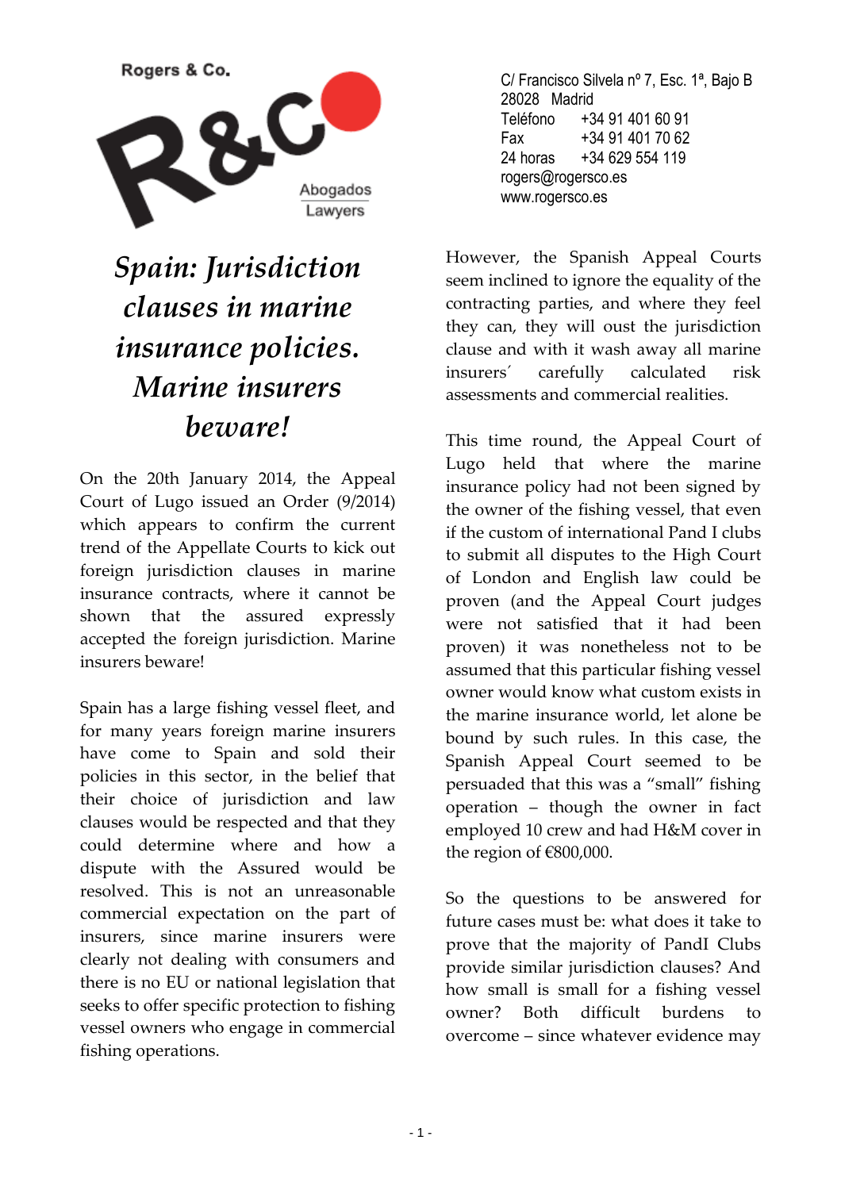Rogers & Co.

R&C

Abogados
Lawyers

C/ Francisco Silvela nº 7, Esc. 1ª, Bajo B
28028 Madrid
Teléfono +34 91 401 60 91
Fax +34 91 401 70 62
24 horas +34 629 554 119
rogers@rogersco.es
www.rogersco.es

# *Spain: Jurisdiction clauses in marine insurance policies. Marine insurers beware!*

On the 20th January 2014, the Appeal Court of Lugo issued an Order (9/2014) which appears to confirm the current trend of the Appellate Courts to kick out foreign jurisdiction clauses in marine insurance contracts, where it cannot be shown that the assured expressly accepted the foreign jurisdiction. Marine insurers beware!

Spain has a large fishing vessel fleet, and for many years foreign marine insurers have come to Spain and sold their policies in this sector, in the belief that their choice of jurisdiction and law clauses would be respected and that they could determine where and how a dispute with the Assured would be resolved. This is not an unreasonable commercial expectation on the part of insurers, since marine insurers were clearly not dealing with consumers and there is no EU or national legislation that seeks to offer specific protection to fishing vessel owners who engage in commercial fishing operations.

However, the Spanish Appeal Courts seem inclined to ignore the equality of the contracting parties, and where they feel they can, they will oust the jurisdiction clause and with it wash away all marine insurers´ carefully calculated risk assessments and commercial realities.

This time round, the Appeal Court of Lugo held that where the marine insurance policy had not been signed by the owner of the fishing vessel, that even if the custom of international Pand I clubs to submit all disputes to the High Court of London and English law could be proven (and the Appeal Court judges were not satisfied that it had been proven) it was nonetheless not to be assumed that this particular fishing vessel owner would know what custom exists in the marine insurance world, let alone be bound by such rules. In this case, the Spanish Appeal Court seemed to be persuaded that this was a "small" fishing operation – though the owner in fact employed 10 crew and had H&M cover in the region of €800,000.

So the questions to be answered for future cases must be: what does it take to prove that the majority of PandI Clubs provide similar jurisdiction clauses? And how small is small for a fishing vessel owner? Both difficult burdens to overcome – since whatever evidence may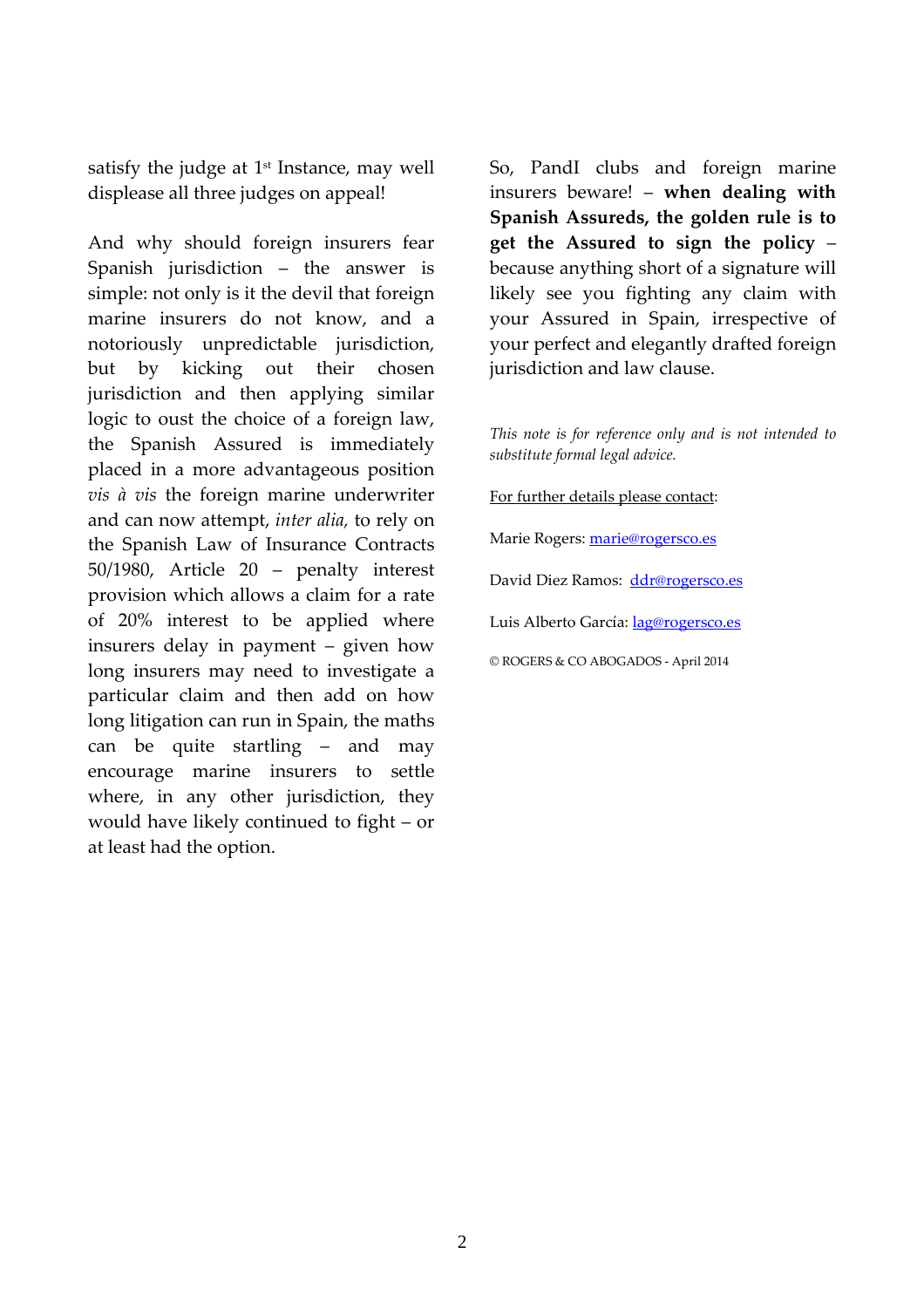satisfy the judge at 1st Instance, may well displease all three judges on appeal!

And why should foreign insurers fear Spanish jurisdiction – the answer is simple: not only is it the devil that foreign marine insurers do not know, and a notoriously unpredictable jurisdiction, but by kicking out their chosen jurisdiction and then applying similar logic to oust the choice of a foreign law, the Spanish Assured is immediately placed in a more advantageous position *vis à vis* the foreign marine underwriter and can now attempt, *inter alia*, to rely on the Spanish Law of Insurance Contracts 50/1980, Article 20 – penalty interest provision which allows a claim for a rate of 20% interest to be applied where insurers delay in payment – given how long insurers may need to investigate a particular claim and then add on how long litigation can run in Spain, the maths can be quite startling – and may encourage marine insurers to settle where, in any other jurisdiction, they would have likely continued to fight – or at least had the option.

So, PandI clubs and foreign marine insurers beware! – **when dealing with Spanish Assureds, the golden rule is to get the Assured to sign the policy** – because anything short of a signature will likely see you fighting any claim with your Assured in Spain, irrespective of your perfect and elegantly drafted foreign jurisdiction and law clause.

*This note is for reference only and is not intended to substitute formal legal advice.*

For further details please contact:

Marie Rogers: marie@rogersco.es

David Diez Ramos: ddr@rogersco.es

Luis Alberto García: lag@rogersco.es

© ROGERS & CO ABOGADOS - April 2014